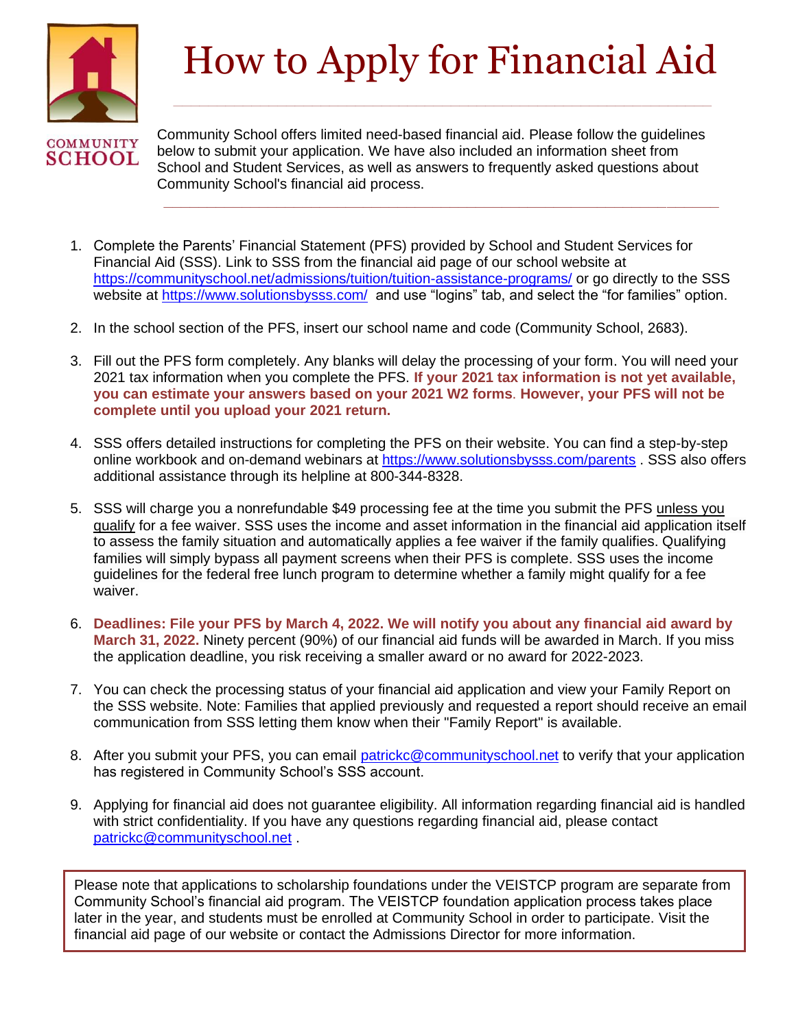# How to Apply for Financial Aid

COMMUNITY SCHOOL

Community School offers limited need-based financial aid. Please follow the guidelines below to submit your application. We have also included an information sheet from School and Student Services, as well as answers to frequently asked questions about Community School's financial aid process.

1. Complete the Parents' Financial Statement (PFS) provided by School and Student Services for Financial Aid (SSS). Link to SSS from the financial aid page of our school website at https://communityschool.net/admissions/tuition/tuition-assistance-programs/ or go directly to the SSS website at https://www.solutionsbysss.com/ and use "logins" tab, and select the "for families" option.

2. In the school section of the PFS, insert our school name and code (Community School, 2683).

3. Fill out the PFS form completely. Any blanks will delay the processing of your form. You will need your 2021 tax information when you complete the PFS. **If your 2021 tax information is not yet available, you can estimate your answers based on your 2021 W2 forms. However, your PFS will not be complete until you upload your 2021 return.**

4. SSS offers detailed instructions for completing the PFS on their website. You can find a step-by-step online workbook and on-demand webinars at https://www.solutionsbysss.com/parents . SSS also offers additional assistance through its helpline at 800-344-8328.

5. SSS will charge you a nonrefundable $49 processing fee at the time you submit the PFS unless you qualify for a fee waiver. SSS uses the income and asset information in the financial aid application itself to assess the family situation and automatically applies a fee waiver if the family qualifies. Qualifying families will simply bypass all payment screens when their PFS is complete. SSS uses the income guidelines for the federal free lunch program to determine whether a family might qualify for a fee waiver.

6. **Deadlines: File your PFS by March 4, 2022. We will notify you about any financial aid award by March 31, 2022.** Ninety percent (90%) of our financial aid funds will be awarded in March. If you miss the application deadline, you risk receiving a smaller award or no award for 2022-2023.

7. You can check the processing status of your financial aid application and view your Family Report on the SSS website. Note: Families that applied previously and requested a report should receive an email communication from SSS letting them know when their "Family Report" is available.

8. After you submit your PFS, you can email patrickc@communityschool.net to verify that your application has registered in Community School's SSS account.

9. Applying for financial aid does not guarantee eligibility. All information regarding financial aid is handled with strict confidentiality. If you have any questions regarding financial aid, please contact patrickc@communityschool.net .

Please note that applications to scholarship foundations under the VEISTCP program are separate from Community School's financial aid program. The VEISTCP foundation application process takes place later in the year, and students must be enrolled at Community School in order to participate. Visit the financial aid page of our website or contact the Admissions Director for more information.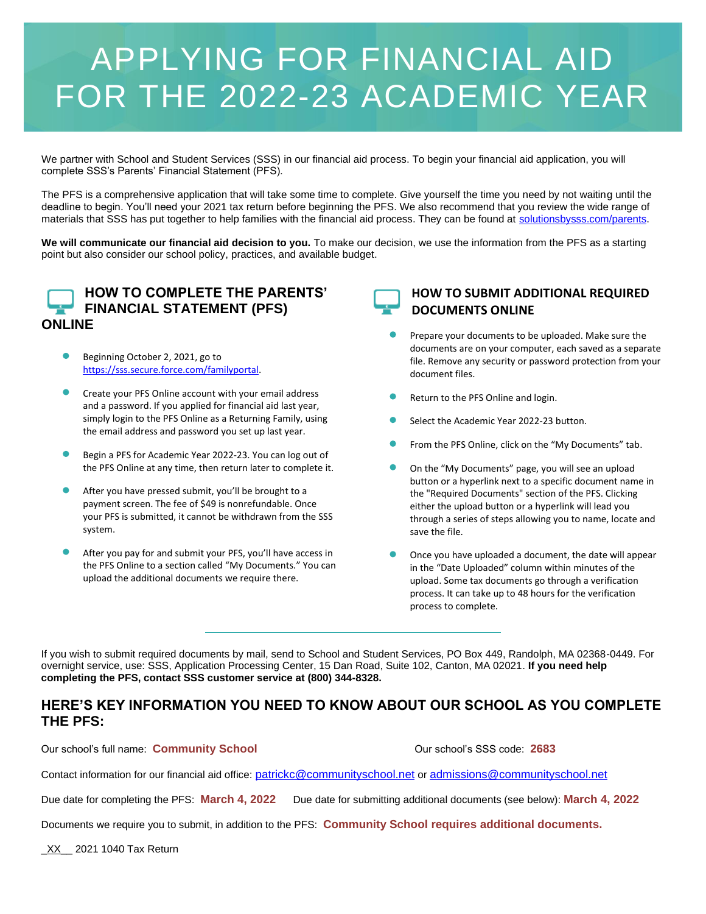# APPLYING FOR FINANCIAL AID FOR THE 2022-23 ACADEMIC YEAR

We partner with School and Student Services (SSS) in our financial aid process. To begin your financial aid application, you will complete SSS's Parents' Financial Statement (PFS).

The PFS is a comprehensive application that will take some time to complete. Give yourself the time you need by not waiting until the deadline to begin. You'll need your 2021 tax return before beginning the PFS. We also recommend that you review the wide range of materials that SSS has put together to help families with the financial aid process. They can be found at solutionsbysss.com/parents.

**We will communicate our financial aid decision to you.** To make our decision, we use the information from the PFS as a starting point but also consider our school policy, practices, and available budget.

## HOW TO COMPLETE THE PARENTS' FINANCIAL STATEMENT (PFS) ONLINE

- Beginning October 2, 2021, go to https://sss.secure.force.com/familyportal.
- Create your PFS Online account with your email address and a password. If you applied for financial aid last year, simply login to the PFS Online as a Returning Family, using the email address and password you set up last year.
- Begin a PFS for Academic Year 2022-23. You can log out of the PFS Online at any time, then return later to complete it.
- After you have pressed submit, you'll be brought to a payment screen. The fee of $49 is nonrefundable. Once your PFS is submitted, it cannot be withdrawn from the SSS system.
- After you pay for and submit your PFS, you'll have access in the PFS Online to a section called "My Documents." You can upload the additional documents we require there.

## HOW TO SUBMIT ADDITIONAL REQUIRED DOCUMENTS ONLINE

- Prepare your documents to be uploaded. Make sure the documents are on your computer, each saved as a separate file. Remove any security or password protection from your document files.
- Return to the PFS Online and login.
- Select the Academic Year 2022-23 button.
- From the PFS Online, click on the "My Documents" tab.
- On the "My Documents" page, you will see an upload button or a hyperlink next to a specific document name in the "Required Documents" section of the PFS. Clicking either the upload button or a hyperlink will lead you through a series of steps allowing you to name, locate and save the file.
- Once you have uploaded a document, the date will appear in the "Date Uploaded" column within minutes of the upload. Some tax documents go through a verification process. It can take up to 48 hours for the verification process to complete.

---

If you wish to submit required documents by mail, send to School and Student Services, PO Box 449, Randolph, MA 02368-0449. For overnight service, use: SSS, Application Processing Center, 15 Dan Road, Suite 102, Canton, MA 02021. **If you need help completing the PFS, contact SSS customer service at (800) 344-8328.**

## HERE'S KEY INFORMATION YOU NEED TO KNOW ABOUT OUR SCHOOL AS YOU COMPLETE THE PFS:

Our school's full name: **Community School**

Our school's SSS code: **2683**

Contact information for our financial aid office: patrickc@communityschool.net or admissions@communityschool.net

Due date for completing the PFS: **March 4, 2022**

Due date for submitting additional documents (see below): **March 4, 2022**

Documents we require you to submit, in addition to the PFS: **Community School requires additional documents.**

_XX__ 2021 1040 Tax Return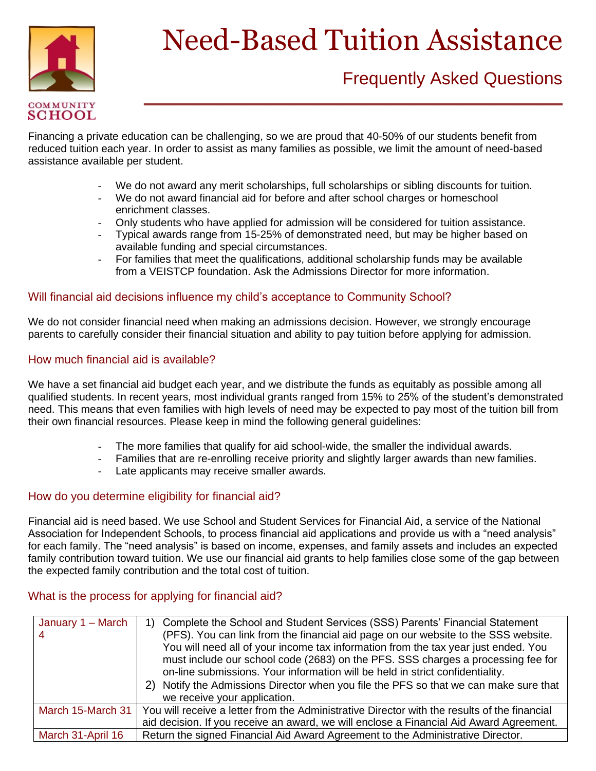# Need-Based Tuition Assistance

## Frequently Asked Questions

COMMUNITY SCHOOL

Financing a private education can be challenging, so we are proud that 40-50% of our students benefit from reduced tuition each year. In order to assist as many families as possible, we limit the amount of need-based assistance available per student.

- We do not award any merit scholarships, full scholarships or sibling discounts for tuition.
- We do not award financial aid for before and after school charges or homeschool enrichment classes.
- Only students who have applied for admission will be considered for tuition assistance.
- Typical awards range from 15-25% of demonstrated need, but may be higher based on available funding and special circumstances.
- For families that meet the qualifications, additional scholarship funds may be available from a VEISTCP foundation. Ask the Admissions Director for more information.

### Will financial aid decisions influence my child's acceptance to Community School?

We do not consider financial need when making an admissions decision. However, we strongly encourage parents to carefully consider their financial situation and ability to pay tuition before applying for admission.

### How much financial aid is available?

We have a set financial aid budget each year, and we distribute the funds as equitably as possible among all qualified students. In recent years, most individual grants ranged from 15% to 25% of the student's demonstrated need. This means that even families with high levels of need may be expected to pay most of the tuition bill from their own financial resources. Please keep in mind the following general guidelines:

- The more families that qualify for aid school-wide, the smaller the individual awards.
- Families that are re-enrolling receive priority and slightly larger awards than new families.
- Late applicants may receive smaller awards.

### How do you determine eligibility for financial aid?

Financial aid is need based. We use School and Student Services for Financial Aid, a service of the National Association for Independent Schools, to process financial aid applications and provide us with a "need analysis" for each family. The "need analysis" is based on income, expenses, and family assets and includes an expected family contribution toward tuition. We use our financial aid grants to help families close some of the gap between the expected family contribution and the total cost of tuition.

### What is the process for applying for financial aid?

| Dates | Steps |
|---|---|
| January 1 – March 4 | 1) Complete the School and Student Services (SSS) Parents' Financial Statement (PFS). You can link from the financial aid page on our website to the SSS website. You will need all of your income tax information from the tax year just ended. You must include our school code (2683) on the PFS. SSS charges a processing fee for on-line submissions. Your information will be held in strict confidentiality.<br>2) Notify the Admissions Director when you file the PFS so that we can make sure that we receive your application. |
| March 15-March 31 | You will receive a letter from the Administrative Director with the results of the financial aid decision. If you receive an award, we will enclose a Financial Aid Award Agreement. |
| March 31-April 16 | Return the signed Financial Aid Award Agreement to the Administrative Director. |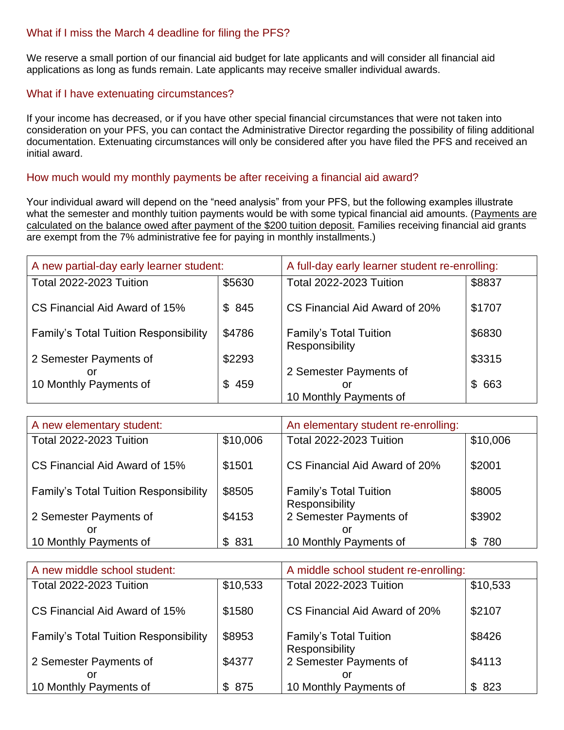### What if I miss the March 4 deadline for filing the PFS?

We reserve a small portion of our financial aid budget for late applicants and will consider all financial aid applications as long as funds remain. Late applicants may receive smaller individual awards.

### What if I have extenuating circumstances?

If your income has decreased, or if you have other special financial circumstances that were not taken into consideration on your PFS, you can contact the Administrative Director regarding the possibility of filing additional documentation. Extenuating circumstances will only be considered after you have filed the PFS and received an initial award.

### How much would my monthly payments be after receiving a financial aid award?

Your individual award will depend on the "need analysis" from your PFS, but the following examples illustrate what the semester and monthly tuition payments would be with some typical financial aid amounts. (Payments are calculated on the balance owed after payment of the $200 tuition deposit. Families receiving financial aid grants are exempt from the 7% administrative fee for paying in monthly installments.)

| A new partial-day early learner student: | | A full-day early learner student re-enrolling: | |
|---|---|---|---|
| Total 2022-2023 Tuition | $5630 | Total 2022-2023 Tuition | $8837 |
| CS Financial Aid Award of 15% | $ 845 | CS Financial Aid Award of 20% | $1707 |
| Family's Total Tuition Responsibility | $4786 | Family's Total Tuition Responsibility | $6830 |
| 2 Semester Payments of | $2293 | 2 Semester Payments of | $3315 |
| or | | or | |
| 10 Monthly Payments of | $ 459 | 10 Monthly Payments of | $ 663 |

| A new elementary student: | | An elementary student re-enrolling: | |
|---|---|---|---|
| Total 2022-2023 Tuition | $10,006 | Total 2022-2023 Tuition | $10,006 |
| CS Financial Aid Award of 15% | $1501 | CS Financial Aid Award of 20% | $2001 |
| Family's Total Tuition Responsibility | $8505 | Family's Total Tuition Responsibility | $8005 |
| 2 Semester Payments of | $4153 | 2 Semester Payments of | $3902 |
| or | | or | |
| 10 Monthly Payments of | $ 831 | 10 Monthly Payments of | $ 780 |

| A new middle school student: | | A middle school student re-enrolling: | |
|---|---|---|---|
| Total 2022-2023 Tuition | $10,533 | Total 2022-2023 Tuition | $10,533 |
| CS Financial Aid Award of 15% | $1580 | CS Financial Aid Award of 20% | $2107 |
| Family's Total Tuition Responsibility | $8953 | Family's Total Tuition Responsibility | $8426 |
| 2 Semester Payments of | $4377 | 2 Semester Payments of | $4113 |
| or | | or | |
| 10 Monthly Payments of | $ 875 | 10 Monthly Payments of | $ 823 |